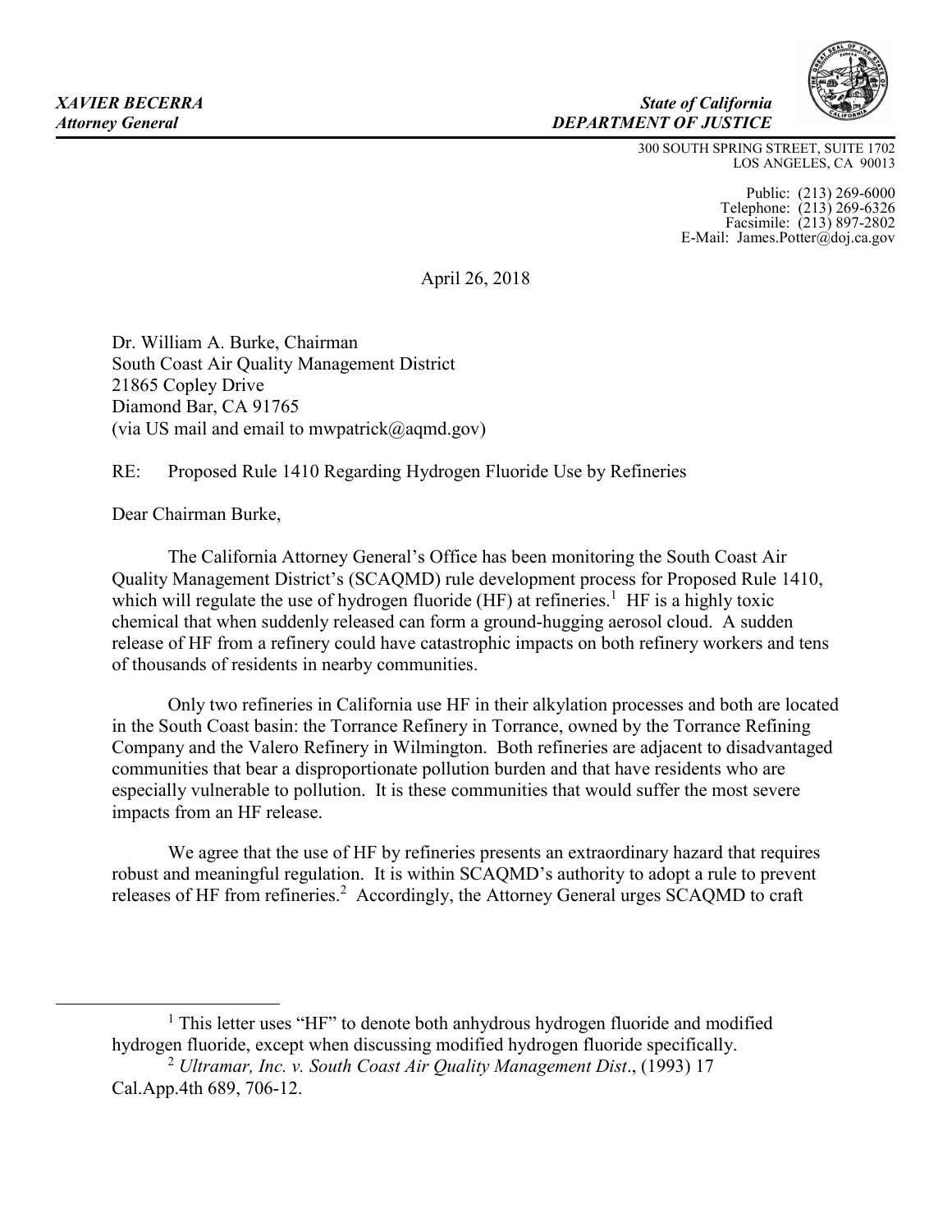***XAVIER BECERRA***
***Attorney General***

***State of California***
***DEPARTMENT OF JUSTICE***

300 SOUTH SPRING STREET, SUITE 1702
LOS ANGELES, CA 90013

Public: (213) 269-6000
Telephone: (213) 269-6326
Facsimile: (213) 897-2802
E-Mail: James.Potter@doj.ca.gov

April 26, 2018

Dr. William A. Burke, Chairman
South Coast Air Quality Management District
21865 Copley Drive
Diamond Bar, CA 91765
(via US mail and email to mwpatrick@aqmd.gov)

RE: Proposed Rule 1410 Regarding Hydrogen Fluoride Use by Refineries

Dear Chairman Burke,

The California Attorney General's Office has been monitoring the South Coast Air Quality Management District's (SCAQMD) rule development process for Proposed Rule 1410, which will regulate the use of hydrogen fluoride (HF) at refineries.[1] HF is a highly toxic chemical that when suddenly released can form a ground-hugging aerosol cloud. A sudden release of HF from a refinery could have catastrophic impacts on both refinery workers and tens of thousands of residents in nearby communities.

Only two refineries in California use HF in their alkylation processes and both are located in the South Coast basin: the Torrance Refinery in Torrance, owned by the Torrance Refining Company and the Valero Refinery in Wilmington. Both refineries are adjacent to disadvantaged communities that bear a disproportionate pollution burden and that have residents who are especially vulnerable to pollution. It is these communities that would suffer the most severe impacts from an HF release.

We agree that the use of HF by refineries presents an extraordinary hazard that requires robust and meaningful regulation. It is within SCAQMD's authority to adopt a rule to prevent releases of HF from refineries.[2] Accordingly, the Attorney General urges SCAQMD to craft

---

[1] This letter uses "HF" to denote both anhydrous hydrogen fluoride and modified hydrogen fluoride, except when discussing modified hydrogen fluoride specifically.

[2] *Ultramar, Inc. v. South Coast Air Quality Management Dist*., (1993) 17 Cal.App.4th 689, 706-12.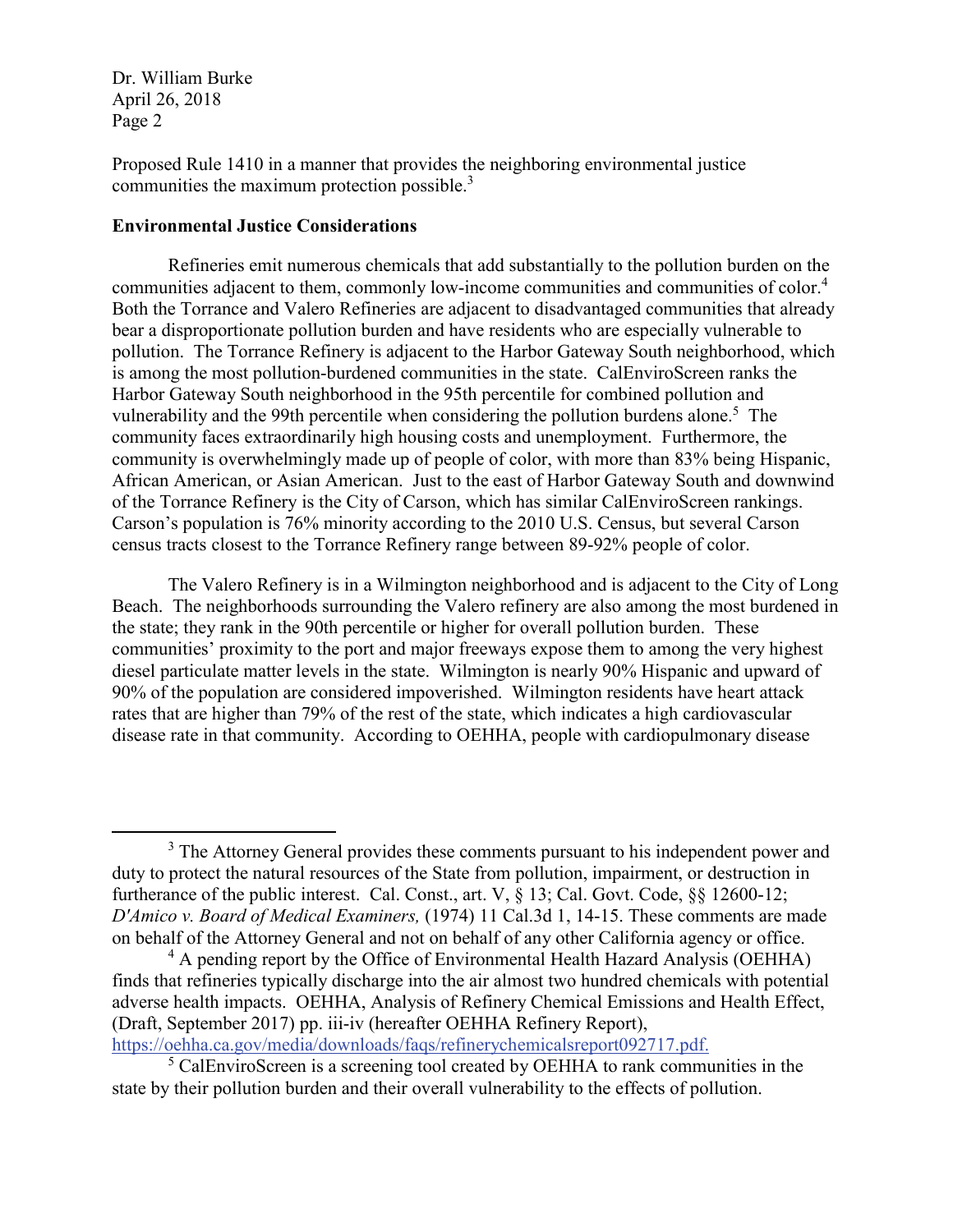Proposed Rule 1410 in a manner that provides the neighboring environmental justice communities the maximum protection possible.[3]

**Environmental Justice Considerations**

Refineries emit numerous chemicals that add substantially to the pollution burden on the communities adjacent to them, commonly low-income communities and communities of color.[4] Both the Torrance and Valero Refineries are adjacent to disadvantaged communities that already bear a disproportionate pollution burden and have residents who are especially vulnerable to pollution. The Torrance Refinery is adjacent to the Harbor Gateway South neighborhood, which is among the most pollution-burdened communities in the state. CalEnviroScreen ranks the Harbor Gateway South neighborhood in the 95th percentile for combined pollution and vulnerability and the 99th percentile when considering the pollution burdens alone.[5] The community faces extraordinarily high housing costs and unemployment. Furthermore, the community is overwhelmingly made up of people of color, with more than 83% being Hispanic, African American, or Asian American. Just to the east of Harbor Gateway South and downwind of the Torrance Refinery is the City of Carson, which has similar CalEnviroScreen rankings. Carson's population is 76% minority according to the 2010 U.S. Census, but several Carson census tracts closest to the Torrance Refinery range between 89-92% people of color.

The Valero Refinery is in a Wilmington neighborhood and is adjacent to the City of Long Beach. The neighborhoods surrounding the Valero refinery are also among the most burdened in the state; they rank in the 90th percentile or higher for overall pollution burden. These communities' proximity to the port and major freeways expose them to among the very highest diesel particulate matter levels in the state. Wilmington is nearly 90% Hispanic and upward of 90% of the population are considered impoverished. Wilmington residents have heart attack rates that are higher than 79% of the rest of the state, which indicates a high cardiovascular disease rate in that community. According to OEHHA, people with cardiopulmonary disease

---

[3] The Attorney General provides these comments pursuant to his independent power and duty to protect the natural resources of the State from pollution, impairment, or destruction in furtherance of the public interest. Cal. Const., art. V, § 13; Cal. Govt. Code, §§ 12600-12; *D'Amico v. Board of Medical Examiners,* (1974) 11 Cal.3d 1, 14-15. These comments are made on behalf of the Attorney General and not on behalf of any other California agency or office.

[4] A pending report by the Office of Environmental Health Hazard Analysis (OEHHA) finds that refineries typically discharge into the air almost two hundred chemicals with potential adverse health impacts. OEHHA, Analysis of Refinery Chemical Emissions and Health Effect, (Draft, September 2017) pp. iii-iv (hereafter OEHHA Refinery Report), https://oehha.ca.gov/media/downloads/faqs/refinerychemicalsreport092717.pdf.

[5] CalEnviroScreen is a screening tool created by OEHHA to rank communities in the state by their pollution burden and their overall vulnerability to the effects of pollution.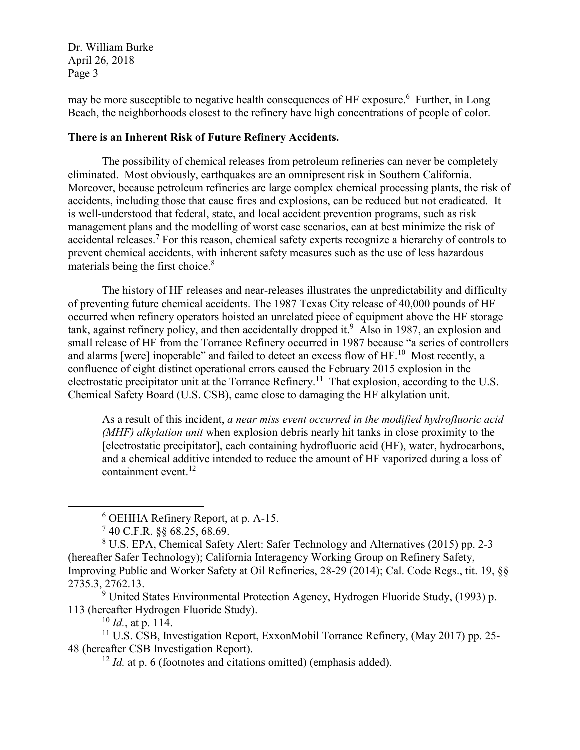may be more susceptible to negative health consequences of HF exposure.[6] Further, in Long Beach, the neighborhoods closest to the refinery have high concentrations of people of color.

**There is an Inherent Risk of Future Refinery Accidents.**

The possibility of chemical releases from petroleum refineries can never be completely eliminated. Most obviously, earthquakes are an omnipresent risk in Southern California. Moreover, because petroleum refineries are large complex chemical processing plants, the risk of accidents, including those that cause fires and explosions, can be reduced but not eradicated. It is well-understood that federal, state, and local accident prevention programs, such as risk management plans and the modelling of worst case scenarios, can at best minimize the risk of accidental releases.[7] For this reason, chemical safety experts recognize a hierarchy of controls to prevent chemical accidents, with inherent safety measures such as the use of less hazardous materials being the first choice.[8]

The history of HF releases and near-releases illustrates the unpredictability and difficulty of preventing future chemical accidents. The 1987 Texas City release of 40,000 pounds of HF occurred when refinery operators hoisted an unrelated piece of equipment above the HF storage tank, against refinery policy, and then accidentally dropped it.[9] Also in 1987, an explosion and small release of HF from the Torrance Refinery occurred in 1987 because "a series of controllers and alarms [were] inoperable" and failed to detect an excess flow of HF.[10] Most recently, a confluence of eight distinct operational errors caused the February 2015 explosion in the electrostatic precipitator unit at the Torrance Refinery.[11] That explosion, according to the U.S. Chemical Safety Board (U.S. CSB), came close to damaging the HF alkylation unit.

> As a result of this incident, *a near miss event occurred in the modified hydrofluoric acid (MHF) alkylation unit* when explosion debris nearly hit tanks in close proximity to the [electrostatic precipitator], each containing hydrofluoric acid (HF), water, hydrocarbons, and a chemical additive intended to reduce the amount of HF vaporized during a loss of containment event.[12]

---

[6] OEHHA Refinery Report, at p. A-15.

[7] 40 C.F.R. §§ 68.25, 68.69.

[8] U.S. EPA, Chemical Safety Alert: Safer Technology and Alternatives (2015) pp. 2-3 (hereafter Safer Technology); California Interagency Working Group on Refinery Safety, Improving Public and Worker Safety at Oil Refineries, 28-29 (2014); Cal. Code Regs., tit. 19, §§ 2735.3, 2762.13.

[9] United States Environmental Protection Agency, Hydrogen Fluoride Study, (1993) p. 113 (hereafter Hydrogen Fluoride Study).

[10] *Id.*, at p. 114.

[11] U.S. CSB, Investigation Report, ExxonMobil Torrance Refinery, (May 2017) pp. 25-48 (hereafter CSB Investigation Report).

[12] *Id.* at p. 6 (footnotes and citations omitted) (emphasis added).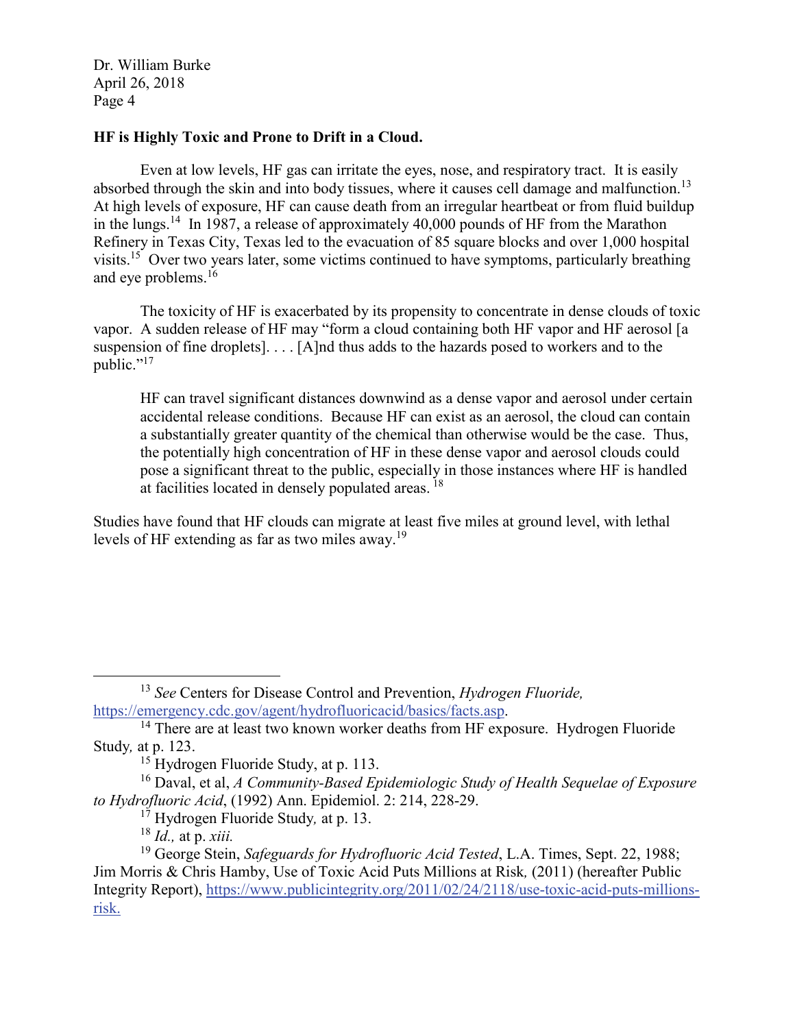**HF is Highly Toxic and Prone to Drift in a Cloud.**

Even at low levels, HF gas can irritate the eyes, nose, and respiratory tract. It is easily absorbed through the skin and into body tissues, where it causes cell damage and malfunction.[13] At high levels of exposure, HF can cause death from an irregular heartbeat or from fluid buildup in the lungs.[14] In 1987, a release of approximately 40,000 pounds of HF from the Marathon Refinery in Texas City, Texas led to the evacuation of 85 square blocks and over 1,000 hospital visits.[15] Over two years later, some victims continued to have symptoms, particularly breathing and eye problems.[16]

The toxicity of HF is exacerbated by its propensity to concentrate in dense clouds of toxic vapor. A sudden release of HF may "form a cloud containing both HF vapor and HF aerosol [a suspension of fine droplets]. . . . [A]nd thus adds to the hazards posed to workers and to the public."[17]

> HF can travel significant distances downwind as a dense vapor and aerosol under certain accidental release conditions. Because HF can exist as an aerosol, the cloud can contain a substantially greater quantity of the chemical than otherwise would be the case. Thus, the potentially high concentration of HF in these dense vapor and aerosol clouds could pose a significant threat to the public, especially in those instances where HF is handled at facilities located in densely populated areas.[18]

Studies have found that HF clouds can migrate at least five miles at ground level, with lethal levels of HF extending as far as two miles away.[19]

---

[13] *See* Centers for Disease Control and Prevention, *Hydrogen Fluoride,* https://emergency.cdc.gov/agent/hydrofluoricacid/basics/facts.asp.

[14] There are at least two known worker deaths from HF exposure. Hydrogen Fluoride Study*,* at p. 123.

[15] Hydrogen Fluoride Study, at p. 113.

[16] Daval, et al, *A Community-Based Epidemiologic Study of Health Sequelae of Exposure to Hydrofluoric Acid*, (1992) Ann. Epidemiol. 2: 214, 228-29.

[17] Hydrogen Fluoride Study*,* at p. 13.

[18] *Id.,* at p. *xiii.*

[19] George Stein, *Safeguards for Hydrofluoric Acid Tested*, L.A. Times, Sept. 22, 1988; Jim Morris & Chris Hamby, Use of Toxic Acid Puts Millions at Risk*,* (2011) (hereafter Public Integrity Report), https://www.publicintegrity.org/2011/02/24/2118/use-toxic-acid-puts-millions-risk.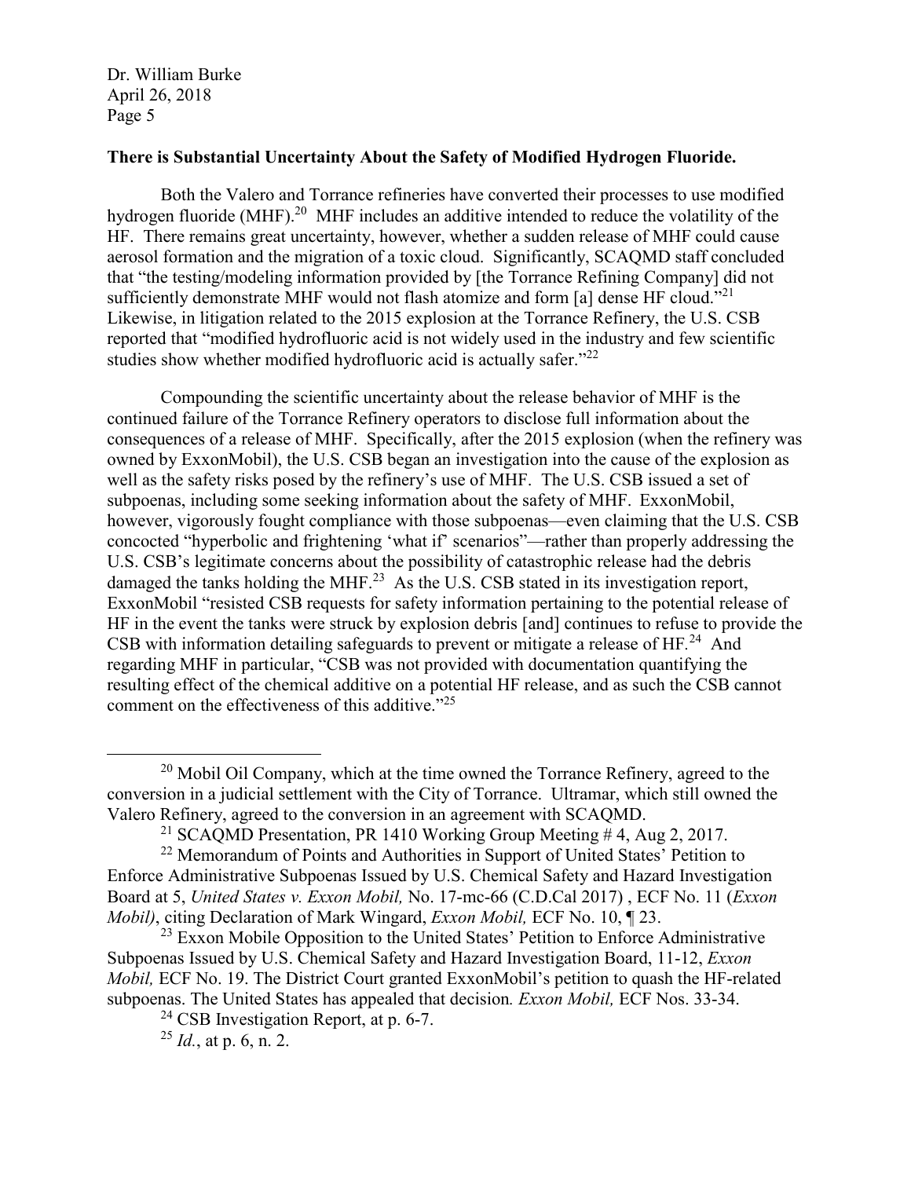**There is Substantial Uncertainty About the Safety of Modified Hydrogen Fluoride.**

Both the Valero and Torrance refineries have converted their processes to use modified hydrogen fluoride (MHF).[20] MHF includes an additive intended to reduce the volatility of the HF. There remains great uncertainty, however, whether a sudden release of MHF could cause aerosol formation and the migration of a toxic cloud. Significantly, SCAQMD staff concluded that "the testing/modeling information provided by [the Torrance Refining Company] did not sufficiently demonstrate MHF would not flash atomize and form [a] dense HF cloud."[21] Likewise, in litigation related to the 2015 explosion at the Torrance Refinery, the U.S. CSB reported that "modified hydrofluoric acid is not widely used in the industry and few scientific studies show whether modified hydrofluoric acid is actually safer."[22]

Compounding the scientific uncertainty about the release behavior of MHF is the continued failure of the Torrance Refinery operators to disclose full information about the consequences of a release of MHF. Specifically, after the 2015 explosion (when the refinery was owned by ExxonMobil), the U.S. CSB began an investigation into the cause of the explosion as well as the safety risks posed by the refinery's use of MHF. The U.S. CSB issued a set of subpoenas, including some seeking information about the safety of MHF. ExxonMobil, however, vigorously fought compliance with those subpoenas—even claiming that the U.S. CSB concocted "hyperbolic and frightening 'what if' scenarios"—rather than properly addressing the U.S. CSB's legitimate concerns about the possibility of catastrophic release had the debris damaged the tanks holding the MHF.[23] As the U.S. CSB stated in its investigation report, ExxonMobil "resisted CSB requests for safety information pertaining to the potential release of HF in the event the tanks were struck by explosion debris [and] continues to refuse to provide the CSB with information detailing safeguards to prevent or mitigate a release of HF.[24] And regarding MHF in particular, "CSB was not provided with documentation quantifying the resulting effect of the chemical additive on a potential HF release, and as such the CSB cannot comment on the effectiveness of this additive."[25]

---

[20] Mobil Oil Company, which at the time owned the Torrance Refinery, agreed to the conversion in a judicial settlement with the City of Torrance. Ultramar, which still owned the Valero Refinery, agreed to the conversion in an agreement with SCAQMD.

[21] SCAQMD Presentation, PR 1410 Working Group Meeting # 4, Aug 2, 2017.

[22] Memorandum of Points and Authorities in Support of United States' Petition to Enforce Administrative Subpoenas Issued by U.S. Chemical Safety and Hazard Investigation Board at 5, *United States v. Exxon Mobil,* No. 17-mc-66 (C.D.Cal 2017) , ECF No. 11 (*Exxon Mobil)*, citing Declaration of Mark Wingard, *Exxon Mobil,* ECF No. 10, ¶ 23.

[23] Exxon Mobile Opposition to the United States' Petition to Enforce Administrative Subpoenas Issued by U.S. Chemical Safety and Hazard Investigation Board, 11-12, *Exxon Mobil,* ECF No. 19. The District Court granted ExxonMobil's petition to quash the HF-related subpoenas. The United States has appealed that decision*. Exxon Mobil,* ECF Nos. 33-34.

[24] CSB Investigation Report, at p. 6-7.

[25] *Id.*, at p. 6, n. 2.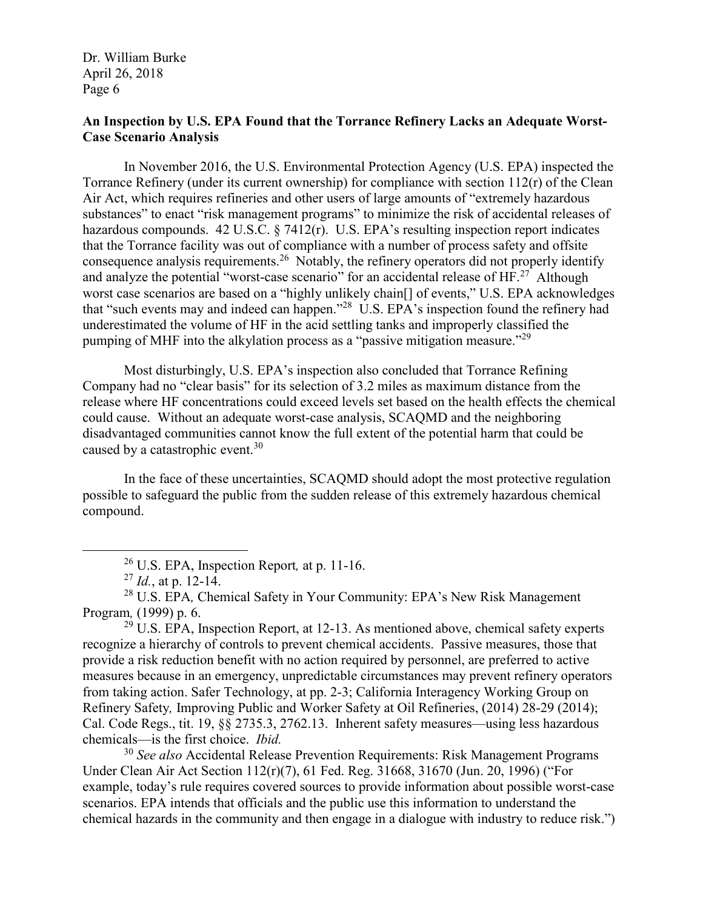**An Inspection by U.S. EPA Found that the Torrance Refinery Lacks an Adequate Worst-Case Scenario Analysis**

In November 2016, the U.S. Environmental Protection Agency (U.S. EPA) inspected the Torrance Refinery (under its current ownership) for compliance with section 112(r) of the Clean Air Act, which requires refineries and other users of large amounts of "extremely hazardous substances" to enact "risk management programs" to minimize the risk of accidental releases of hazardous compounds. 42 U.S.C. § 7412(r). U.S. EPA's resulting inspection report indicates that the Torrance facility was out of compliance with a number of process safety and offsite consequence analysis requirements.[26] Notably, the refinery operators did not properly identify and analyze the potential "worst-case scenario" for an accidental release of HF.[27] Although worst case scenarios are based on a "highly unlikely chain[] of events," U.S. EPA acknowledges that "such events may and indeed can happen."[28] U.S. EPA's inspection found the refinery had underestimated the volume of HF in the acid settling tanks and improperly classified the pumping of MHF into the alkylation process as a "passive mitigation measure."[29]

Most disturbingly, U.S. EPA's inspection also concluded that Torrance Refining Company had no "clear basis" for its selection of 3.2 miles as maximum distance from the release where HF concentrations could exceed levels set based on the health effects the chemical could cause. Without an adequate worst-case analysis, SCAQMD and the neighboring disadvantaged communities cannot know the full extent of the potential harm that could be caused by a catastrophic event.[30]

In the face of these uncertainties, SCAQMD should adopt the most protective regulation possible to safeguard the public from the sudden release of this extremely hazardous chemical compound.

---

[26] U.S. EPA, Inspection Report*,* at p. 11-16.

[27] *Id.*, at p. 12-14.

[28] U.S. EPA*,* Chemical Safety in Your Community: EPA's New Risk Management Program*,* (1999) p. 6.

[29] U.S. EPA, Inspection Report, at 12-13. As mentioned above, chemical safety experts recognize a hierarchy of controls to prevent chemical accidents. Passive measures, those that provide a risk reduction benefit with no action required by personnel, are preferred to active measures because in an emergency, unpredictable circumstances may prevent refinery operators from taking action. Safer Technology, at pp. 2-3; California Interagency Working Group on Refinery Safety*,* Improving Public and Worker Safety at Oil Refineries, (2014) 28-29 (2014); Cal. Code Regs., tit. 19, §§ 2735.3, 2762.13. Inherent safety measures—using less hazardous chemicals—is the first choice. *Ibid.*

[30] *See also* Accidental Release Prevention Requirements: Risk Management Programs Under Clean Air Act Section 112(r)(7), 61 Fed. Reg. 31668, 31670 (Jun. 20, 1996) ("For example, today's rule requires covered sources to provide information about possible worst-case scenarios. EPA intends that officials and the public use this information to understand the chemical hazards in the community and then engage in a dialogue with industry to reduce risk.")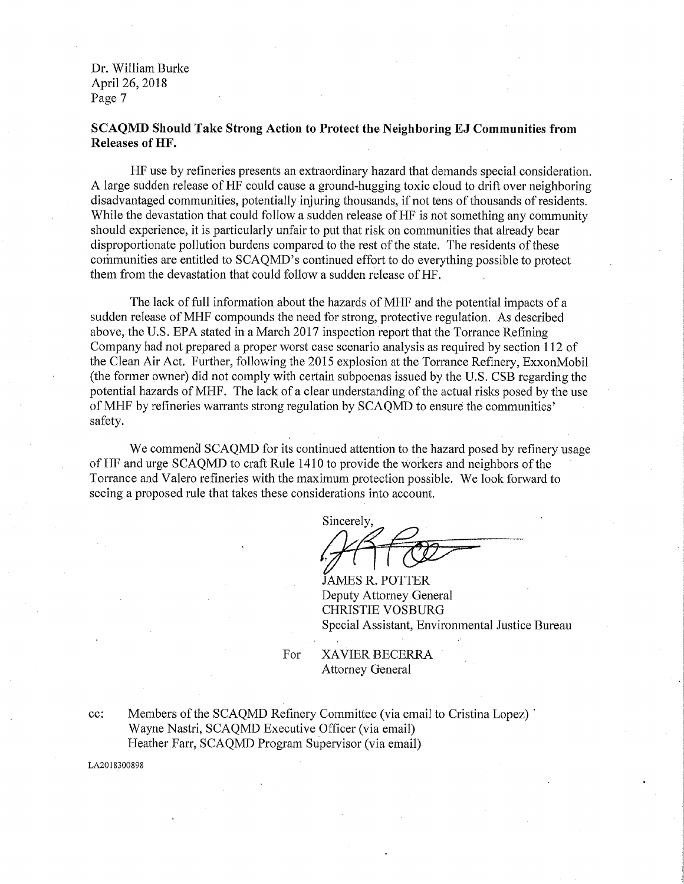**SCAQMD Should Take Strong Action to Protect the Neighboring EJ Communities from Releases of HF.**

HF use by refineries presents an extraordinary hazard that demands special consideration. A large sudden release of HF could cause a ground-hugging toxic cloud to drift over neighboring disadvantaged communities, potentially injuring thousands, if not tens of thousands of residents. While the devastation that could follow a sudden release of HF is not something any community should experience, it is particularly unfair to put that risk on communities that already bear disproportionate pollution burdens compared to the rest of the state. The residents of these communities are entitled to SCAQMD's continued effort to do everything possible to protect them from the devastation that could follow a sudden release of HF.

The lack of full information about the hazards of MHF and the potential impacts of a sudden release of MHF compounds the need for strong, protective regulation. As described above, the U.S. EPA stated in a March 2017 inspection report that the Torrance Refining Company had not prepared a proper worst case scenario analysis as required by section 112 of the Clean Air Act. Further, following the 2015 explosion at the Torrance Refinery, ExxonMobil (the former owner) did not comply with certain subpoenas issued by the U.S. CSB regarding the potential hazards of MHF. The lack of a clear understanding of the actual risks posed by the use of MHF by refineries warrants strong regulation by SCAQMD to ensure the communities' safety.

We commend SCAQMD for its continued attention to the hazard posed by refinery usage of HF and urge SCAQMD to craft Rule 1410 to provide the workers and neighbors of the Torrance and Valero refineries with the maximum protection possible. We look forward to seeing a proposed rule that takes these considerations into account.

Sincerely,

JAMES R. POTTER
Deputy Attorney General
CHRISTIE VOSBURG
Special Assistant, Environmental Justice Bureau

For XAVIER BECERRA
Attorney General

cc: Members of the SCAQMD Refinery Committee (via email to Cristina Lopez)
Wayne Nastri, SCAQMD Executive Officer (via email)
Heather Farr, SCAQMD Program Supervisor (via email)

LA2018300898